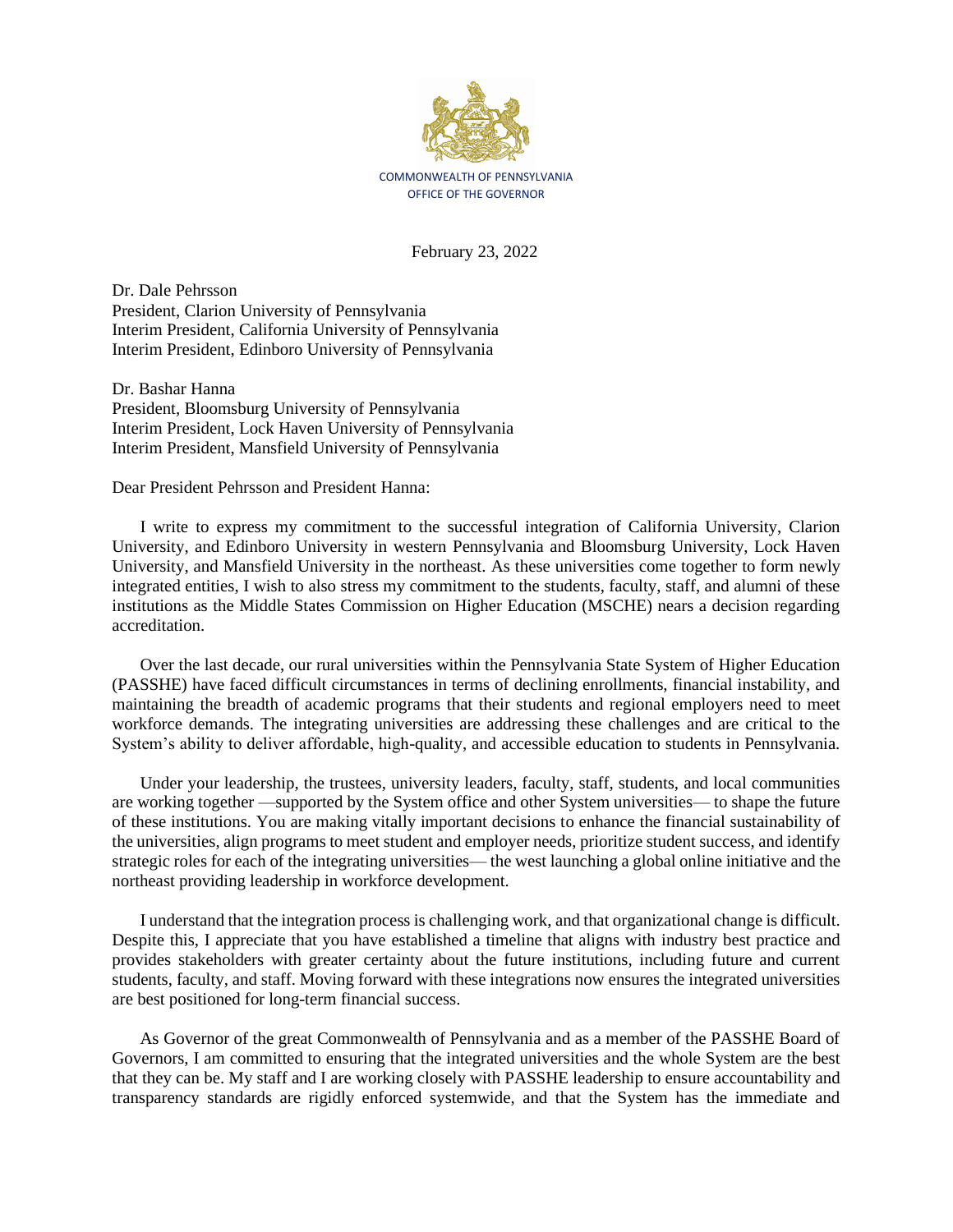COMMONWEALTH OF PENNSYLVANIA
OFFICE OF THE GOVERNOR

February 23, 2022

Dr. Dale Pehrsson
President, Clarion University of Pennsylvania
Interim President, California University of Pennsylvania
Interim President, Edinboro University of Pennsylvania

Dr. Bashar Hanna
President, Bloomsburg University of Pennsylvania
Interim President, Lock Haven University of Pennsylvania
Interim President, Mansfield University of Pennsylvania

Dear President Pehrsson and President Hanna:

I write to express my commitment to the successful integration of California University, Clarion University, and Edinboro University in western Pennsylvania and Bloomsburg University, Lock Haven University, and Mansfield University in the northeast. As these universities come together to form newly integrated entities, I wish to also stress my commitment to the students, faculty, staff, and alumni of these institutions as the Middle States Commission on Higher Education (MSCHE) nears a decision regarding accreditation.

Over the last decade, our rural universities within the Pennsylvania State System of Higher Education (PASSHE) have faced difficult circumstances in terms of declining enrollments, financial instability, and maintaining the breadth of academic programs that their students and regional employers need to meet workforce demands. The integrating universities are addressing these challenges and are critical to the System's ability to deliver affordable, high-quality, and accessible education to students in Pennsylvania.

Under your leadership, the trustees, university leaders, faculty, staff, students, and local communities are working together —supported by the System office and other System universities— to shape the future of these institutions. You are making vitally important decisions to enhance the financial sustainability of the universities, align programs to meet student and employer needs, prioritize student success, and identify strategic roles for each of the integrating universities— the west launching a global online initiative and the northeast providing leadership in workforce development.

I understand that the integration process is challenging work, and that organizational change is difficult. Despite this, I appreciate that you have established a timeline that aligns with industry best practice and provides stakeholders with greater certainty about the future institutions, including future and current students, faculty, and staff. Moving forward with these integrations now ensures the integrated universities are best positioned for long-term financial success.

As Governor of the great Commonwealth of Pennsylvania and as a member of the PASSHE Board of Governors, I am committed to ensuring that the integrated universities and the whole System are the best that they can be. My staff and I are working closely with PASSHE leadership to ensure accountability and transparency standards are rigidly enforced systemwide, and that the System has the immediate and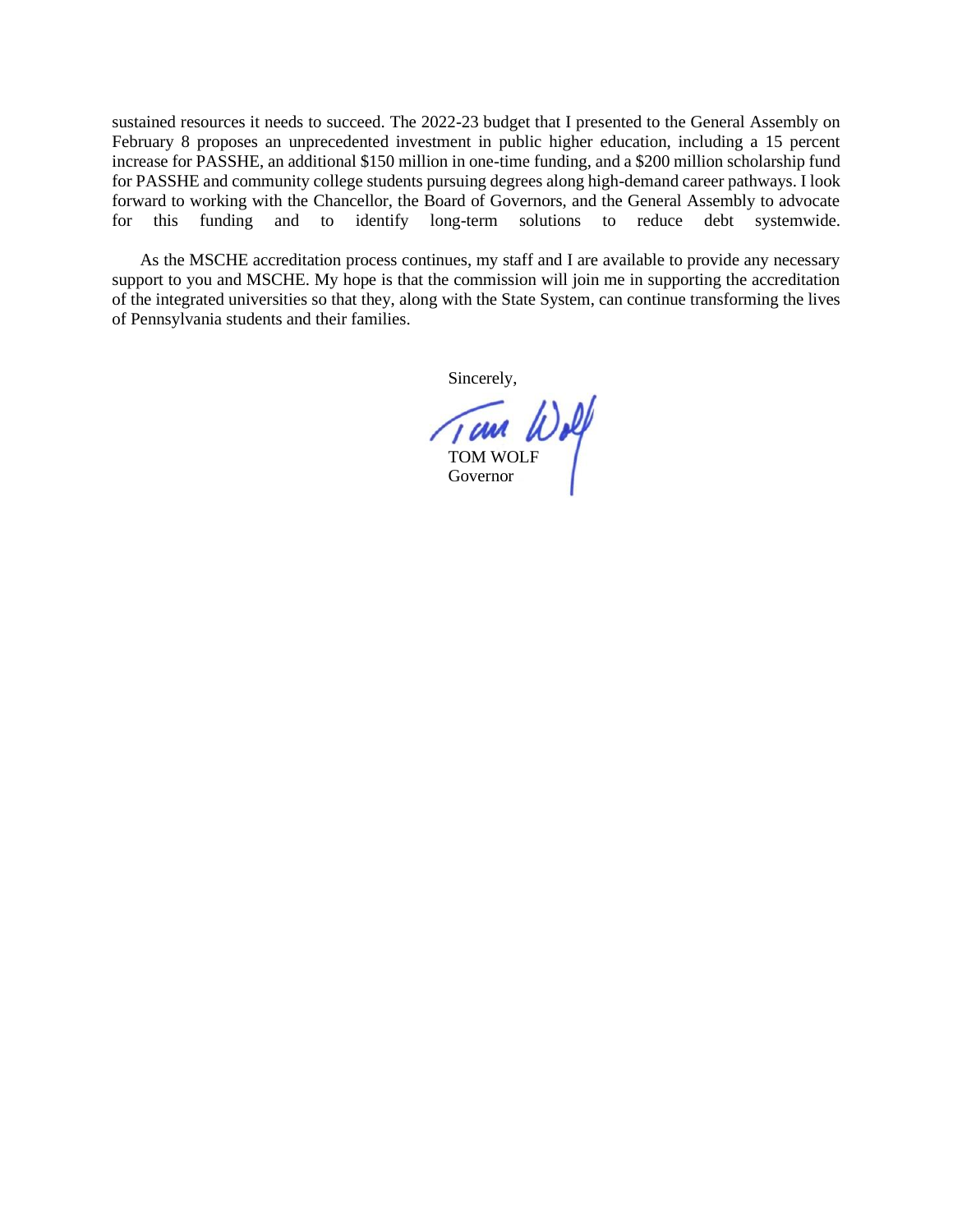sustained resources it needs to succeed. The 2022-23 budget that I presented to the General Assembly on February 8 proposes an unprecedented investment in public higher education, including a 15 percent increase for PASSHE, an additional $150 million in one-time funding, and a $200 million scholarship fund for PASSHE and community college students pursuing degrees along high-demand career pathways. I look forward to working with the Chancellor, the Board of Governors, and the General Assembly to advocate for this funding and to identify long-term solutions to reduce debt systemwide.

As the MSCHE accreditation process continues, my staff and I are available to provide any necessary support to you and MSCHE. My hope is that the commission will join me in supporting the accreditation of the integrated universities so that they, along with the State System, can continue transforming the lives of Pennsylvania students and their families.

Sincerely,

TOM WOLF
Governor